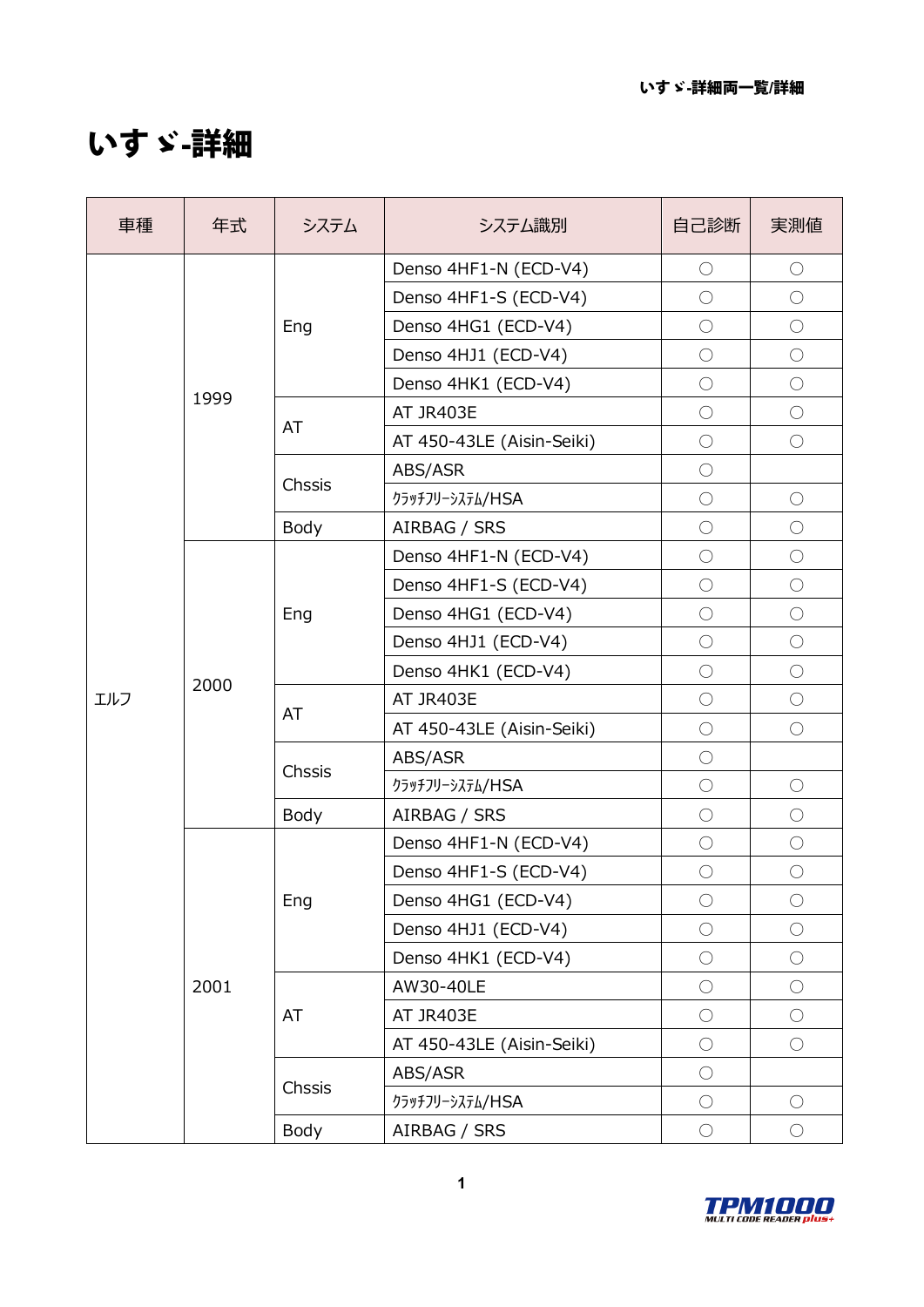# いすゞ-詳細

| 車種 | 年式 | システム | システム識別 | 自己診断 | 実測値 |
|---|---|---|---|---|---|
| エルフ | 1999 | Eng | Denso 4HF1-N (ECD-V4) | ○ | ○ |
| | | | Denso 4HF1-S (ECD-V4) | ○ | ○ |
| | | | Denso 4HG1 (ECD-V4) | ○ | ○ |
| | | | Denso 4HJ1 (ECD-V4) | ○ | ○ |
| | | | Denso 4HK1 (ECD-V4) | ○ | ○ |
| | | AT | AT JR403E | ○ | ○ |
| | | | AT 450-43LE (Aisin-Seiki) | ○ | ○ |
| | | Chssis | ABS/ASR | ○ | |
| | | | ｸﾗｯﾁﾌﾘｰｼｽﾃﾑ/HSA | ○ | ○ |
| | | Body | AIRBAG / SRS | ○ | ○ |
| | 2000 | Eng | Denso 4HF1-N (ECD-V4) | ○ | ○ |
| | | | Denso 4HF1-S (ECD-V4) | ○ | ○ |
| | | | Denso 4HG1 (ECD-V4) | ○ | ○ |
| | | | Denso 4HJ1 (ECD-V4) | ○ | ○ |
| | | | Denso 4HK1 (ECD-V4) | ○ | ○ |
| | | AT | AT JR403E | ○ | ○ |
| | | | AT 450-43LE (Aisin-Seiki) | ○ | ○ |
| | | Chssis | ABS/ASR | ○ | |
| | | | ｸﾗｯﾁﾌﾘｰｼｽﾃﾑ/HSA | ○ | ○ |
| | | Body | AIRBAG / SRS | ○ | ○ |
| | 2001 | Eng | Denso 4HF1-N (ECD-V4) | ○ | ○ |
| | | | Denso 4HF1-S (ECD-V4) | ○ | ○ |
| | | | Denso 4HG1 (ECD-V4) | ○ | ○ |
| | | | Denso 4HJ1 (ECD-V4) | ○ | ○ |
| | | | Denso 4HK1 (ECD-V4) | ○ | ○ |
| | | AT | AW30-40LE | ○ | ○ |
| | | | AT JR403E | ○ | ○ |
| | | | AT 450-43LE (Aisin-Seiki) | ○ | ○ |
| | | Chssis | ABS/ASR | ○ | |
| | | | ｸﾗｯﾁﾌﾘｰｼｽﾃﾑ/HSA | ○ | ○ |
| | | Body | AIRBAG / SRS | ○ | ○ |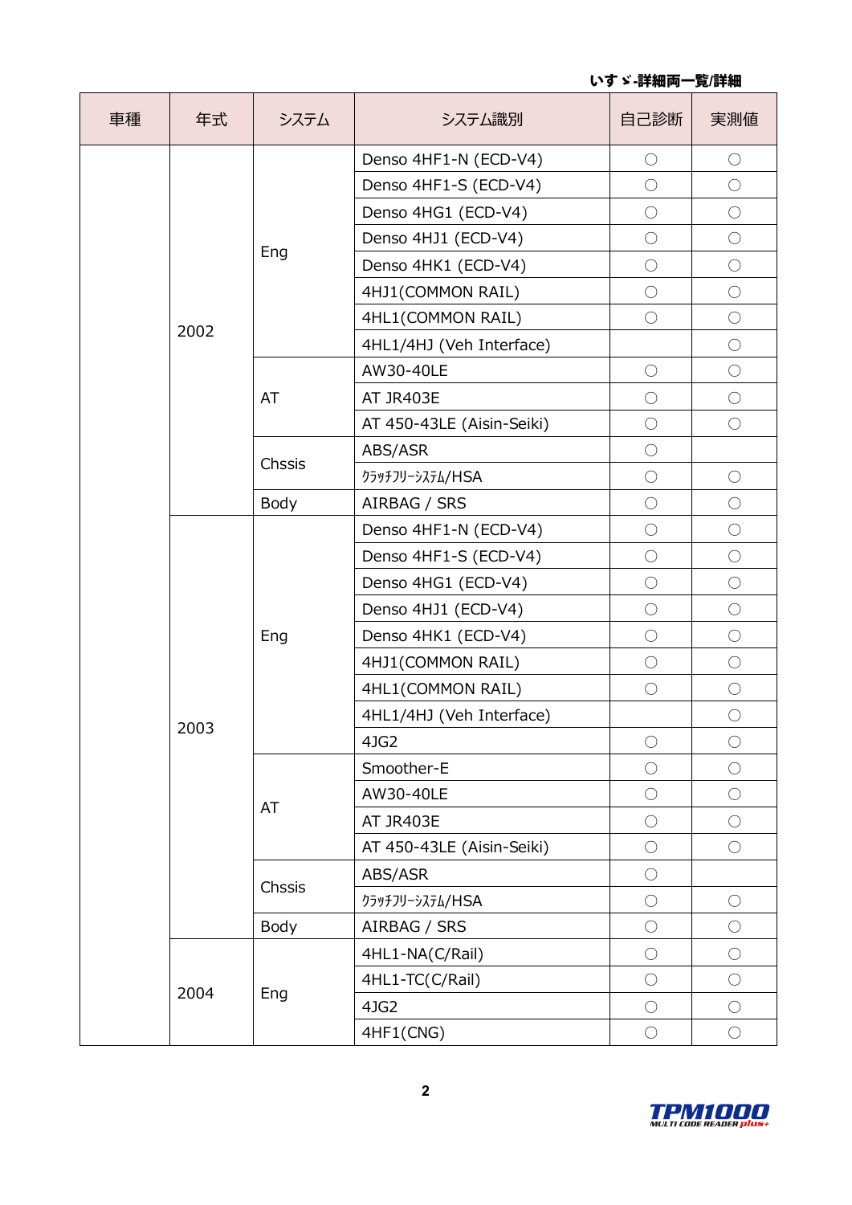いすゞ-詳細両一覧/詳細

| 車種 | 年式 | システム | システム識別 | 自己診断 | 実測値 |
|---|---|---|---|---|---|
| | 2002 | Eng | Denso 4HF1-N (ECD-V4) | ○ | ○ |
| | | | Denso 4HF1-S (ECD-V4) | ○ | ○ |
| | | | Denso 4HG1 (ECD-V4) | ○ | ○ |
| | | | Denso 4HJ1 (ECD-V4) | ○ | ○ |
| | | | Denso 4HK1 (ECD-V4) | ○ | ○ |
| | | | 4HJ1(COMMON RAIL) | ○ | ○ |
| | | | 4HL1(COMMON RAIL) | ○ | ○ |
| | | | 4HL1/4HJ (Veh Interface) | | ○ |
| | | AT | AW30-40LE | ○ | ○ |
| | | | AT JR403E | ○ | ○ |
| | | | AT 450-43LE (Aisin-Seiki) | ○ | ○ |
| | | Chssis | ABS/ASR | ○ | |
| | | | ｸﾗｯﾁﾌﾘｰｼｽﾃﾑ/HSA | ○ | ○ |
| | | Body | AIRBAG / SRS | ○ | ○ |
| | 2003 | Eng | Denso 4HF1-N (ECD-V4) | ○ | ○ |
| | | | Denso 4HF1-S (ECD-V4) | ○ | ○ |
| | | | Denso 4HG1 (ECD-V4) | ○ | ○ |
| | | | Denso 4HJ1 (ECD-V4) | ○ | ○ |
| | | | Denso 4HK1 (ECD-V4) | ○ | ○ |
| | | | 4HJ1(COMMON RAIL) | ○ | ○ |
| | | | 4HL1(COMMON RAIL) | ○ | ○ |
| | | | 4HL1/4HJ (Veh Interface) | | ○ |
| | | | 4JG2 | ○ | ○ |
| | | AT | Smoother-E | ○ | ○ |
| | | | AW30-40LE | ○ | ○ |
| | | | AT JR403E | ○ | ○ |
| | | | AT 450-43LE (Aisin-Seiki) | ○ | ○ |
| | | Chssis | ABS/ASR | ○ | |
| | | | ｸﾗｯﾁﾌﾘｰｼｽﾃﾑ/HSA | ○ | ○ |
| | | Body | AIRBAG / SRS | ○ | ○ |
| | 2004 | Eng | 4HL1-NA(C/Rail) | ○ | ○ |
| | | | 4HL1-TC(C/Rail) | ○ | ○ |
| | | | 4JG2 | ○ | ○ |
| | | | 4HF1(CNG) | ○ | ○ |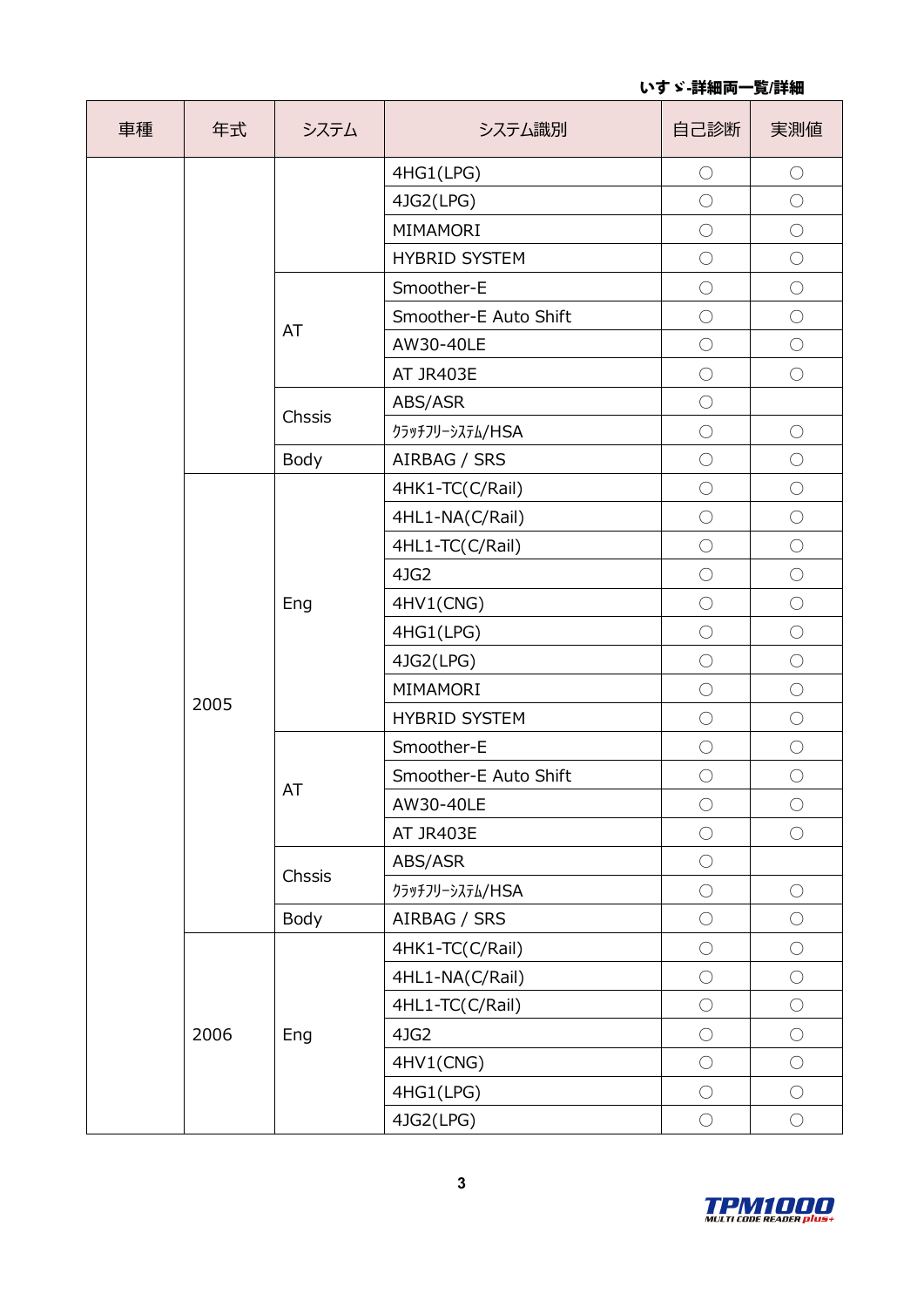| 車種 | 年式 | システム | システム識別 | 自己診断 | 実測値 |
|---|---|---|---|---|---|
| | | | 4HG1(LPG) | ○ | ○ |
| | | | 4JG2(LPG) | ○ | ○ |
| | | | MIMAMORI | ○ | ○ |
| | | | HYBRID SYSTEM | ○ | ○ |
| | | AT | Smoother-E | ○ | ○ |
| | | | Smoother-E Auto Shift | ○ | ○ |
| | | | AW30-40LE | ○ | ○ |
| | | | AT JR403E | ○ | ○ |
| | | Chssis | ABS/ASR | ○ | |
| | | | ｸﾗｯﾁﾌﾘｰｼｽﾃﾑ/HSA | ○ | ○ |
| | | Body | AIRBAG / SRS | ○ | ○ |
| | 2005 | Eng | 4HK1-TC(C/Rail) | ○ | ○ |
| | | | 4HL1-NA(C/Rail) | ○ | ○ |
| | | | 4HL1-TC(C/Rail) | ○ | ○ |
| | | | 4JG2 | ○ | ○ |
| | | | 4HV1(CNG) | ○ | ○ |
| | | | 4HG1(LPG) | ○ | ○ |
| | | | 4JG2(LPG) | ○ | ○ |
| | | | MIMAMORI | ○ | ○ |
| | | | HYBRID SYSTEM | ○ | ○ |
| | | AT | Smoother-E | ○ | ○ |
| | | | Smoother-E Auto Shift | ○ | ○ |
| | | | AW30-40LE | ○ | ○ |
| | | | AT JR403E | ○ | ○ |
| | | Chssis | ABS/ASR | ○ | |
| | | | ｸﾗｯﾁﾌﾘｰｼｽﾃﾑ/HSA | ○ | ○ |
| | | Body | AIRBAG / SRS | ○ | ○ |
| | 2006 | Eng | 4HK1-TC(C/Rail) | ○ | ○ |
| | | | 4HL1-NA(C/Rail) | ○ | ○ |
| | | | 4HL1-TC(C/Rail) | ○ | ○ |
| | | | 4JG2 | ○ | ○ |
| | | | 4HV1(CNG) | ○ | ○ |
| | | | 4HG1(LPG) | ○ | ○ |
| | | | 4JG2(LPG) | ○ | ○ |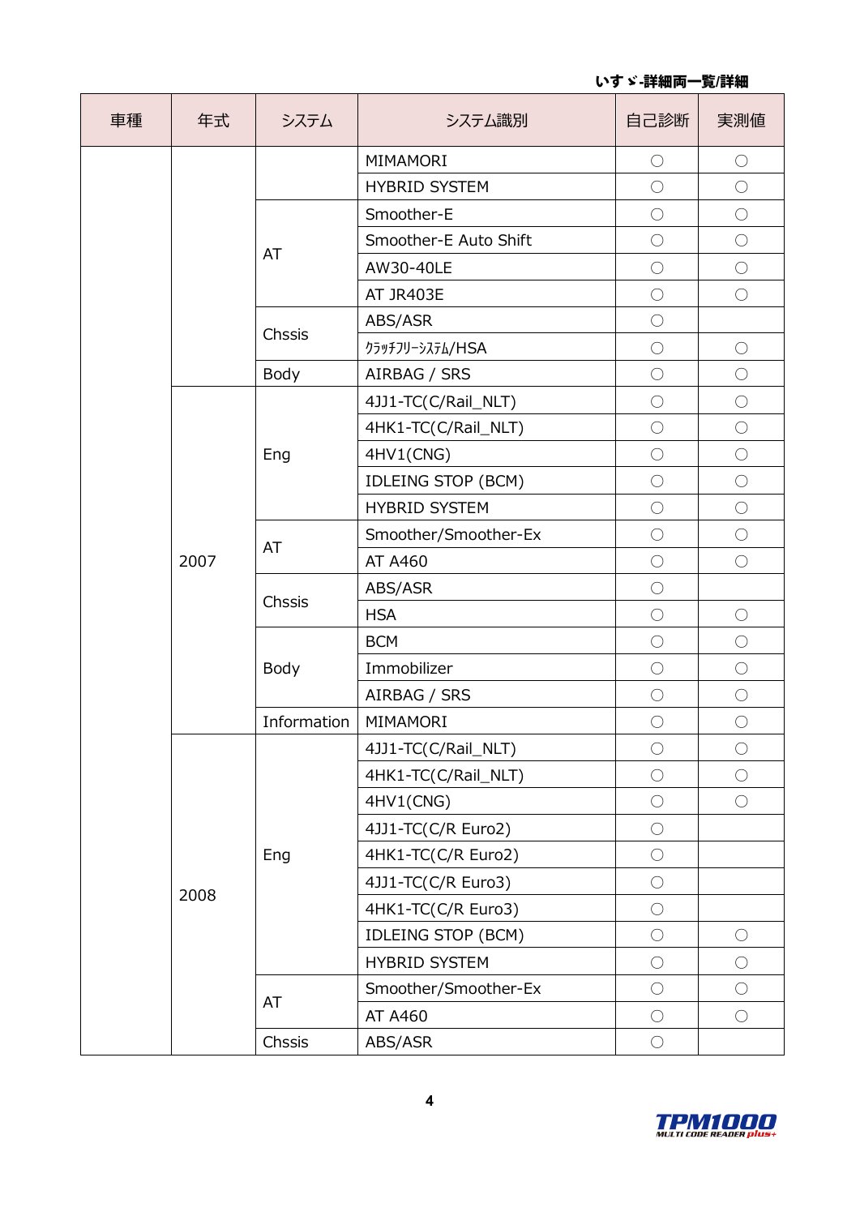いすゞ-詳細両一覧/詳細

| 車種 | 年式 | システム | システム識別 | 自己診断 | 実測値 |
|---|---|---|---|---|---|
| | | | MIMAMORI | ○ | ○ |
| | | | HYBRID SYSTEM | ○ | ○ |
| | | AT | Smoother-E | ○ | ○ |
| | | | Smoother-E Auto Shift | ○ | ○ |
| | | | AW30-40LE | ○ | ○ |
| | | | AT JR403E | ○ | ○ |
| | | Chssis | ABS/ASR | ○ | |
| | | | ｸﾗｯﾁﾌﾘｰｼｽﾃﾑ/HSA | ○ | ○ |
| | | Body | AIRBAG / SRS | ○ | ○ |
| | 2007 | Eng | 4JJ1-TC(C/Rail_NLT) | ○ | ○ |
| | | | 4HK1-TC(C/Rail_NLT) | ○ | ○ |
| | | | 4HV1(CNG) | ○ | ○ |
| | | | IDLEING STOP (BCM) | ○ | ○ |
| | | | HYBRID SYSTEM | ○ | ○ |
| | | AT | Smoother/Smoother-Ex | ○ | ○ |
| | | | AT A460 | ○ | ○ |
| | | Chssis | ABS/ASR | ○ | |
| | | | HSA | ○ | ○ |
| | | Body | BCM | ○ | ○ |
| | | | Immobilizer | ○ | ○ |
| | | | AIRBAG / SRS | ○ | ○ |
| | | Information | MIMAMORI | ○ | ○ |
| | 2008 | Eng | 4JJ1-TC(C/Rail_NLT) | ○ | ○ |
| | | | 4HK1-TC(C/Rail_NLT) | ○ | ○ |
| | | | 4HV1(CNG) | ○ | ○ |
| | | | 4JJ1-TC(C/R Euro2) | ○ | |
| | | | 4HK1-TC(C/R Euro2) | ○ | |
| | | | 4JJ1-TC(C/R Euro3) | ○ | |
| | | | 4HK1-TC(C/R Euro3) | ○ | |
| | | | IDLEING STOP (BCM) | ○ | ○ |
| | | | HYBRID SYSTEM | ○ | ○ |
| | | AT | Smoother/Smoother-Ex | ○ | ○ |
| | | | AT A460 | ○ | ○ |
| | | Chssis | ABS/ASR | ○ | |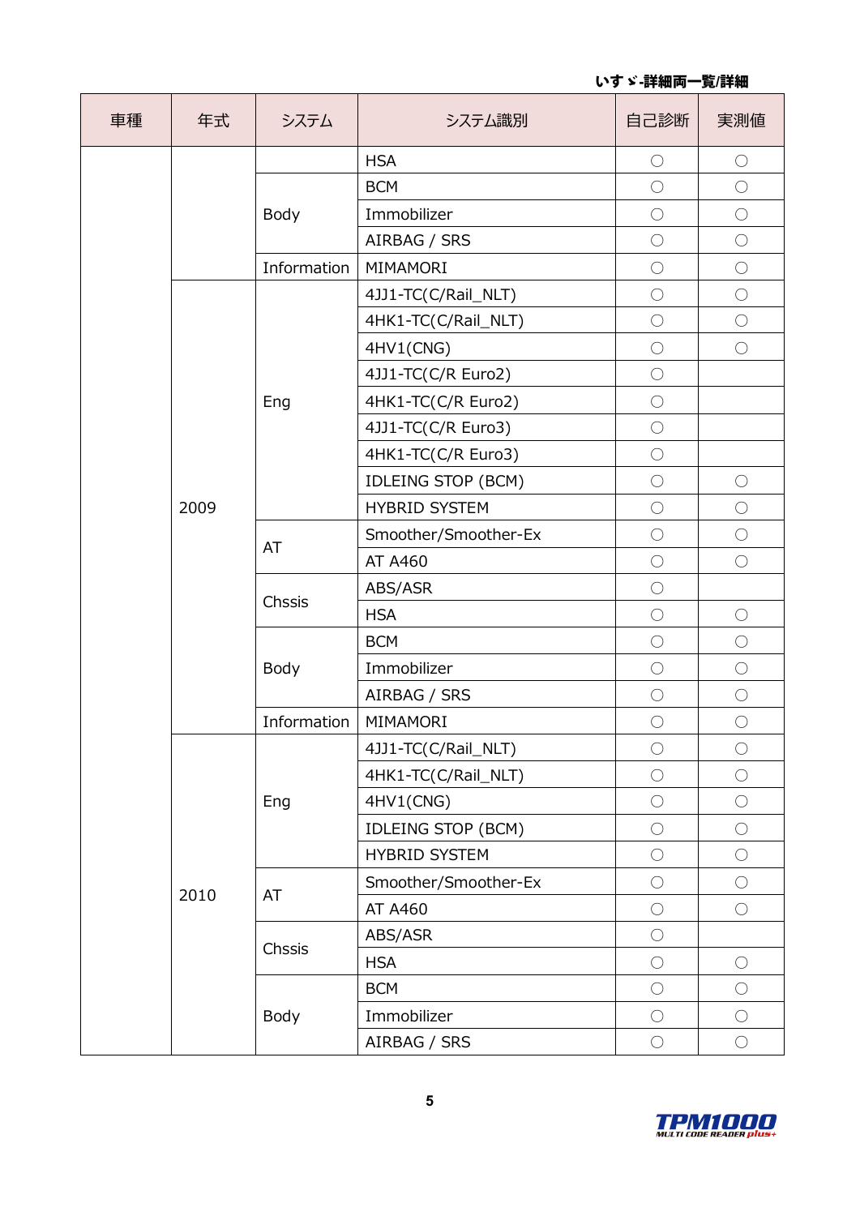いすゞ-詳細両一覧/詳細

| 車種 | 年式 | システム | システム識別 | 自己診断 | 実測値 |
|---|---|---|---|---|---|
| | | | HSA | ○ | ○ |
| | | Body | BCM | ○ | ○ |
| | | | Immobilizer | ○ | ○ |
| | | | AIRBAG / SRS | ○ | ○ |
| | | Information | MIMAMORI | ○ | ○ |
| | 2009 | Eng | 4JJ1-TC(C/Rail_NLT) | ○ | ○ |
| | | | 4HK1-TC(C/Rail_NLT) | ○ | ○ |
| | | | 4HV1(CNG) | ○ | ○ |
| | | | 4JJ1-TC(C/R Euro2) | ○ | |
| | | | 4HK1-TC(C/R Euro2) | ○ | |
| | | | 4JJ1-TC(C/R Euro3) | ○ | |
| | | | 4HK1-TC(C/R Euro3) | ○ | |
| | | | IDLEING STOP (BCM) | ○ | ○ |
| | | | HYBRID SYSTEM | ○ | ○ |
| | | AT | Smoother/Smoother-Ex | ○ | ○ |
| | | | AT A460 | ○ | ○ |
| | | Chssis | ABS/ASR | ○ | |
| | | | HSA | ○ | ○ |
| | | Body | BCM | ○ | ○ |
| | | | Immobilizer | ○ | ○ |
| | | | AIRBAG / SRS | ○ | ○ |
| | | Information | MIMAMORI | ○ | ○ |
| | 2010 | Eng | 4JJ1-TC(C/Rail_NLT) | ○ | ○ |
| | | | 4HK1-TC(C/Rail_NLT) | ○ | ○ |
| | | | 4HV1(CNG) | ○ | ○ |
| | | | IDLEING STOP (BCM) | ○ | ○ |
| | | | HYBRID SYSTEM | ○ | ○ |
| | | AT | Smoother/Smoother-Ex | ○ | ○ |
| | | | AT A460 | ○ | ○ |
| | | Chssis | ABS/ASR | ○ | |
| | | | HSA | ○ | ○ |
| | | Body | BCM | ○ | ○ |
| | | | Immobilizer | ○ | ○ |
| | | | AIRBAG / SRS | ○ | ○ |

TPM1000 MULTI CODE READER plus+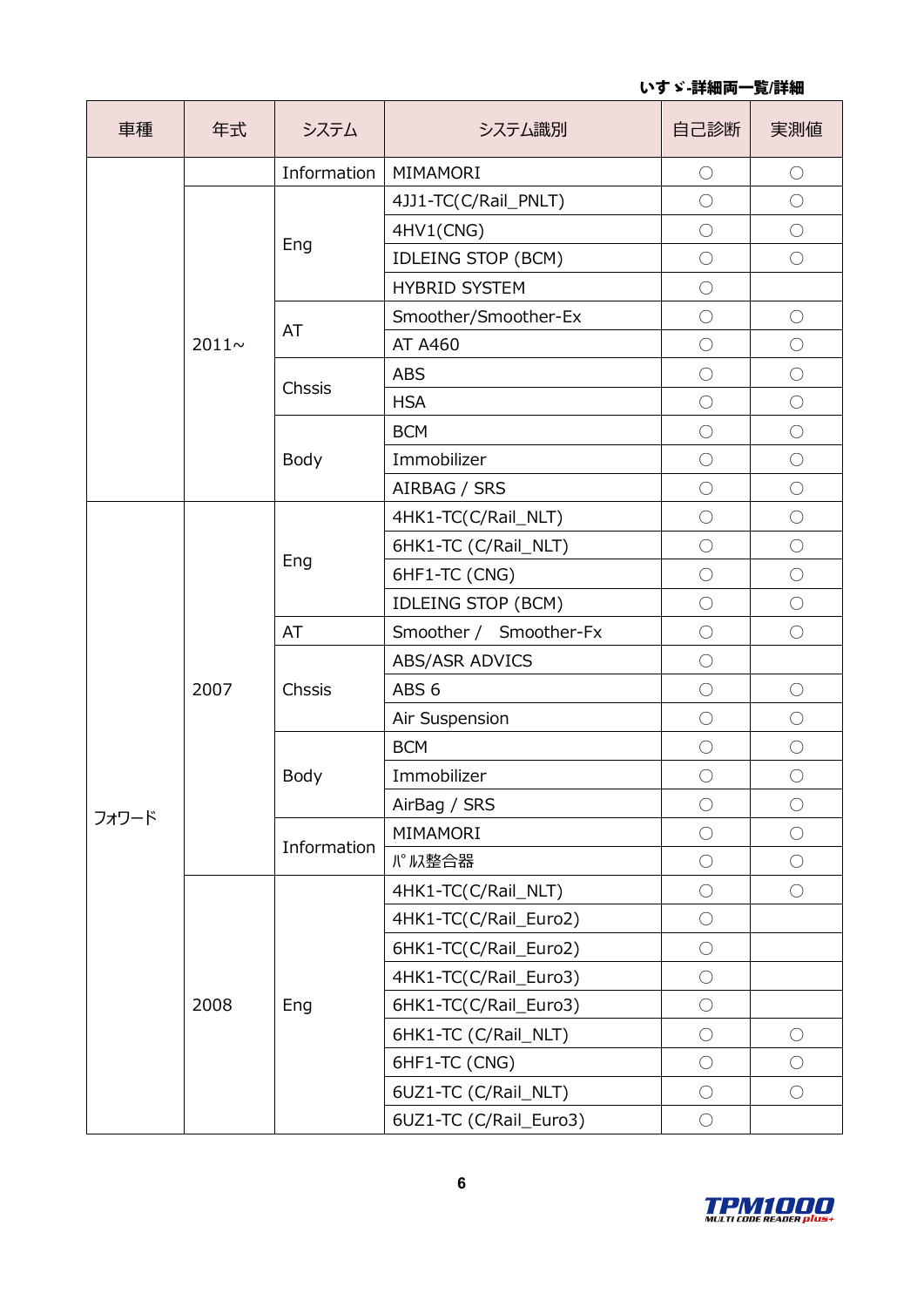いすゞ-詳細両一覧/詳細

| 車種 | 年式 | システム | システム識別 | 自己診断 | 実測値 |
|---|---|---|---|---|---|
| | | Information | MIMAMORI | ○ | ○ |
| | 2011~ | Eng | 4JJ1-TC(C/Rail_PNLT) | ○ | ○ |
| | | | 4HV1(CNG) | ○ | ○ |
| | | | IDLEING STOP (BCM) | ○ | ○ |
| | | | HYBRID SYSTEM | ○ | |
| | | AT | Smoother/Smoother-Ex | ○ | ○ |
| | | | AT A460 | ○ | ○ |
| | | Chssis | ABS | ○ | ○ |
| | | | HSA | ○ | ○ |
| | | Body | BCM | ○ | ○ |
| | | | Immobilizer | ○ | ○ |
| | | | AIRBAG / SRS | ○ | ○ |
| フォワード | 2007 | Eng | 4HK1-TC(C/Rail_NLT) | ○ | ○ |
| | | | 6HK1-TC (C/Rail_NLT) | ○ | ○ |
| | | | 6HF1-TC (CNG) | ○ | ○ |
| | | | IDLEING STOP (BCM) | ○ | ○ |
| | | AT | Smoother / Smoother-Fx | ○ | ○ |
| | | Chssis | ABS/ASR ADVICS | ○ | |
| | | | ABS 6 | ○ | ○ |
| | | | Air Suspension | ○ | ○ |
| | | Body | BCM | ○ | ○ |
| | | | Immobilizer | ○ | ○ |
| | | | AirBag / SRS | ○ | ○ |
| | | Information | MIMAMORI | ○ | ○ |
| | | | ﾊﾟﾙｽ整合器 | ○ | ○ |
| | 2008 | Eng | 4HK1-TC(C/Rail_NLT) | ○ | ○ |
| | | | 4HK1-TC(C/Rail_Euro2) | ○ | |
| | | | 6HK1-TC(C/Rail_Euro2) | ○ | |
| | | | 4HK1-TC(C/Rail_Euro3) | ○ | |
| | | | 6HK1-TC(C/Rail_Euro3) | ○ | |
| | | | 6HK1-TC (C/Rail_NLT) | ○ | ○ |
| | | | 6HF1-TC (CNG) | ○ | ○ |
| | | | 6UZ1-TC (C/Rail_NLT) | ○ | ○ |
| | | | 6UZ1-TC (C/Rail_Euro3) | ○ | |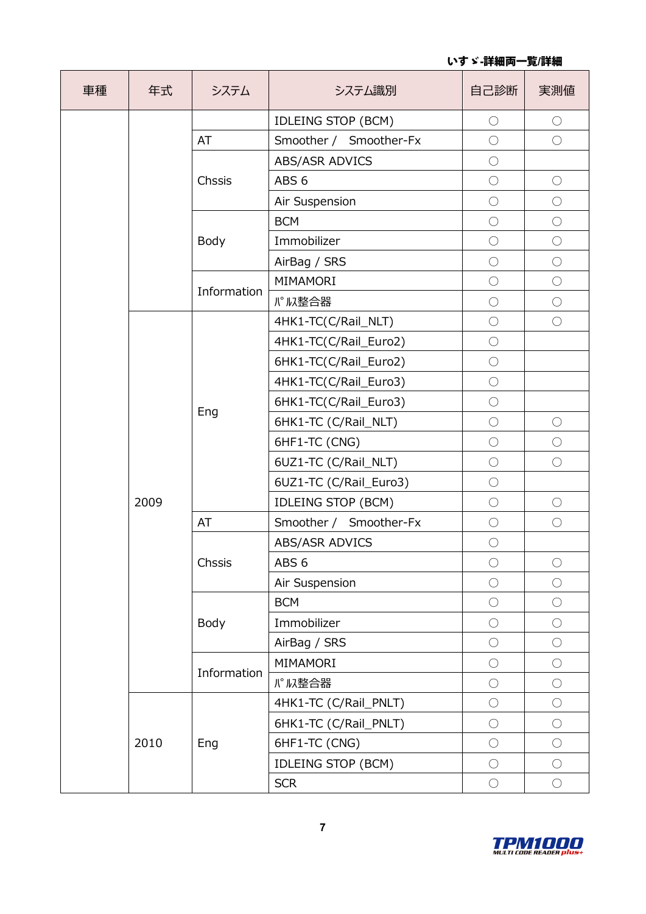いすゞ-詳細両一覧/詳細

| 車種 | 年式 | システム | システム識別 | 自己診断 | 実測値 |
|---|---|---|---|---|---|
| | | | IDLEING STOP (BCM) | ○ | ○ |
| | | AT | Smoother / Smoother-Fx | ○ | ○ |
| | | Chssis | ABS/ASR ADVICS | ○ | |
| | | | ABS 6 | ○ | ○ |
| | | | Air Suspension | ○ | ○ |
| | | Body | BCM | ○ | ○ |
| | | | Immobilizer | ○ | ○ |
| | | | AirBag / SRS | ○ | ○ |
| | | Information | MIMAMORI | ○ | ○ |
| | | | ﾊﾟﾙｽ整合器 | ○ | ○ |
| | 2009 | Eng | 4HK1-TC(C/Rail_NLT) | ○ | ○ |
| | | | 4HK1-TC(C/Rail_Euro2) | ○ | |
| | | | 6HK1-TC(C/Rail_Euro2) | ○ | |
| | | | 4HK1-TC(C/Rail_Euro3) | ○ | |
| | | | 6HK1-TC(C/Rail_Euro3) | ○ | |
| | | | 6HK1-TC (C/Rail_NLT) | ○ | ○ |
| | | | 6HF1-TC (CNG) | ○ | ○ |
| | | | 6UZ1-TC (C/Rail_NLT) | ○ | ○ |
| | | | 6UZ1-TC (C/Rail_Euro3) | ○ | |
| | | | IDLEING STOP (BCM) | ○ | ○ |
| | | AT | Smoother / Smoother-Fx | ○ | ○ |
| | | Chssis | ABS/ASR ADVICS | ○ | |
| | | | ABS 6 | ○ | ○ |
| | | | Air Suspension | ○ | ○ |
| | | Body | BCM | ○ | ○ |
| | | | Immobilizer | ○ | ○ |
| | | | AirBag / SRS | ○ | ○ |
| | | Information | MIMAMORI | ○ | ○ |
| | | | ﾊﾟﾙｽ整合器 | ○ | ○ |
| | 2010 | Eng | 4HK1-TC (C/Rail_PNLT) | ○ | ○ |
| | | | 6HK1-TC (C/Rail_PNLT) | ○ | ○ |
| | | | 6HF1-TC (CNG) | ○ | ○ |
| | | | IDLEING STOP (BCM) | ○ | ○ |
| | | | SCR | ○ | ○ |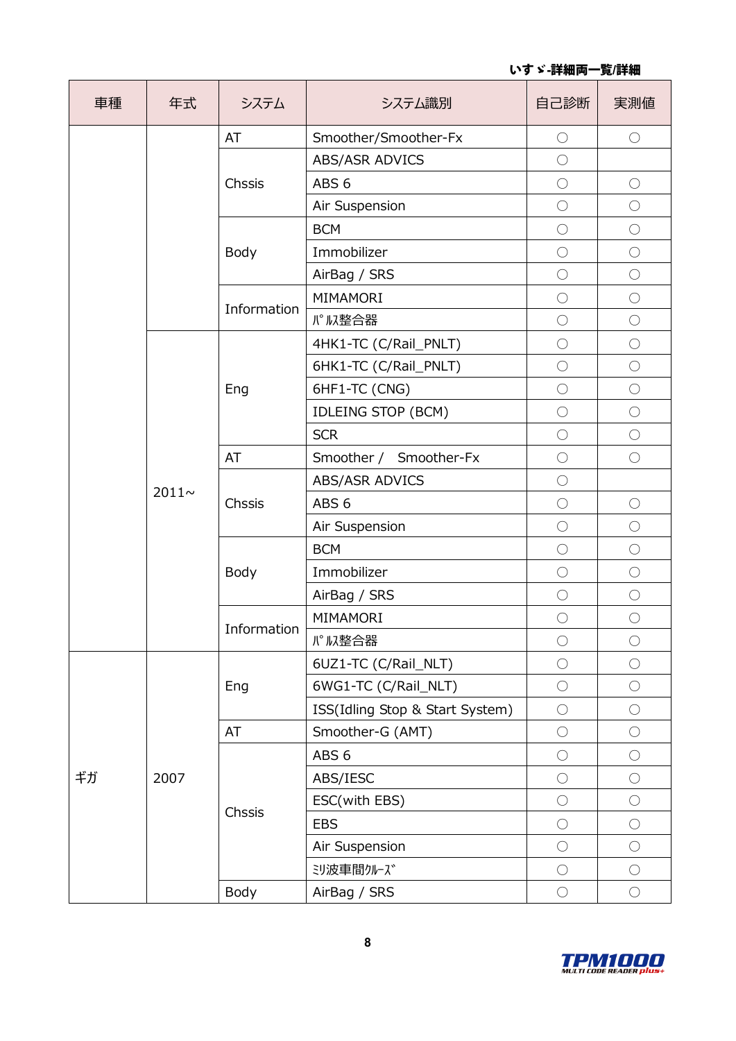いすゞ-詳細両一覧/詳細

| 車種 | 年式 | システム | システム識別 | 自己診断 | 実測値 |
| --- | --- | --- | --- | --- | --- |
| | | AT | Smoother/Smoother-Fx | ○ | ○ |
| | | Chssis | ABS/ASR ADVICS | ○ | |
| | | | ABS 6 | ○ | ○ |
| | | | Air Suspension | ○ | ○ |
| | | Body | BCM | ○ | ○ |
| | | | Immobilizer | ○ | ○ |
| | | | AirBag / SRS | ○ | ○ |
| | | Information | MIMAMORI | ○ | ○ |
| | | | ﾊﾟﾙｽ整合器 | ○ | ○ |
| | 2011~ | Eng | 4HK1-TC (C/Rail_PNLT) | ○ | ○ |
| | | | 6HK1-TC (C/Rail_PNLT) | ○ | ○ |
| | | | 6HF1-TC (CNG) | ○ | ○ |
| | | | IDLEING STOP (BCM) | ○ | ○ |
| | | | SCR | ○ | ○ |
| | | AT | Smoother / Smoother-Fx | ○ | ○ |
| | | Chssis | ABS/ASR ADVICS | ○ | |
| | | | ABS 6 | ○ | ○ |
| | | | Air Suspension | ○ | ○ |
| | | Body | BCM | ○ | ○ |
| | | | Immobilizer | ○ | ○ |
| | | | AirBag / SRS | ○ | ○ |
| | | Information | MIMAMORI | ○ | ○ |
| | | | ﾊﾟﾙｽ整合器 | ○ | ○ |
| ギガ | 2007 | Eng | 6UZ1-TC (C/Rail_NLT) | ○ | ○ |
| | | | 6WG1-TC (C/Rail_NLT) | ○ | ○ |
| | | | ISS(Idling Stop & Start System) | ○ | ○ |
| | | AT | Smoother-G (AMT) | ○ | ○ |
| | | Chssis | ABS 6 | ○ | ○ |
| | | | ABS/IESC | ○ | ○ |
| | | | ESC(with EBS) | ○ | ○ |
| | | | EBS | ○ | ○ |
| | | | Air Suspension | ○ | ○ |
| | | | ﾐﾘ波車間ｸﾙｰｽﾞ | ○ | ○ |
| | | Body | AirBag / SRS | ○ | ○ |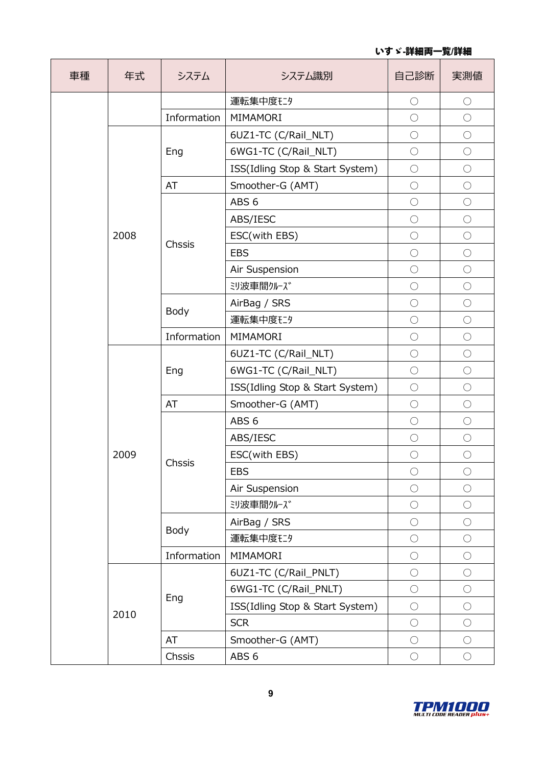いすゞ-詳細両一覧/詳細

| 車種 | 年式 | システム | システム識別 | 自己診断 | 実測値 |
|---|---|---|---|---|---|
| | | | 運転集中度ﾓﾆﾀ | ○ | ○ |
| | | Information | MIMAMORI | ○ | ○ |
| | 2008 | Eng | 6UZ1-TC (C/Rail_NLT) | ○ | ○ |
| | | | 6WG1-TC (C/Rail_NLT) | ○ | ○ |
| | | | ISS(Idling Stop & Start System) | ○ | ○ |
| | | AT | Smoother-G (AMT) | ○ | ○ |
| | | Chssis | ABS 6 | ○ | ○ |
| | | | ABS/IESC | ○ | ○ |
| | | | ESC(with EBS) | ○ | ○ |
| | | | EBS | ○ | ○ |
| | | | Air Suspension | ○ | ○ |
| | | | ﾐﾘ波車間ｸﾙｰｽﾞ | ○ | ○ |
| | | Body | AirBag / SRS | ○ | ○ |
| | | | 運転集中度ﾓﾆﾀ | ○ | ○ |
| | | Information | MIMAMORI | ○ | ○ |
| | 2009 | Eng | 6UZ1-TC (C/Rail_NLT) | ○ | ○ |
| | | | 6WG1-TC (C/Rail_NLT) | ○ | ○ |
| | | | ISS(Idling Stop & Start System) | ○ | ○ |
| | | AT | Smoother-G (AMT) | ○ | ○ |
| | | Chssis | ABS 6 | ○ | ○ |
| | | | ABS/IESC | ○ | ○ |
| | | | ESC(with EBS) | ○ | ○ |
| | | | EBS | ○ | ○ |
| | | | Air Suspension | ○ | ○ |
| | | | ﾐﾘ波車間ｸﾙｰｽﾞ | ○ | ○ |
| | | Body | AirBag / SRS | ○ | ○ |
| | | | 運転集中度ﾓﾆﾀ | ○ | ○ |
| | | Information | MIMAMORI | ○ | ○ |
| | 2010 | Eng | 6UZ1-TC (C/Rail_PNLT) | ○ | ○ |
| | | | 6WG1-TC (C/Rail_PNLT) | ○ | ○ |
| | | | ISS(Idling Stop & Start System) | ○ | ○ |
| | | | SCR | ○ | ○ |
| | | AT | Smoother-G (AMT) | ○ | ○ |
| | | Chssis | ABS 6 | ○ | ○ |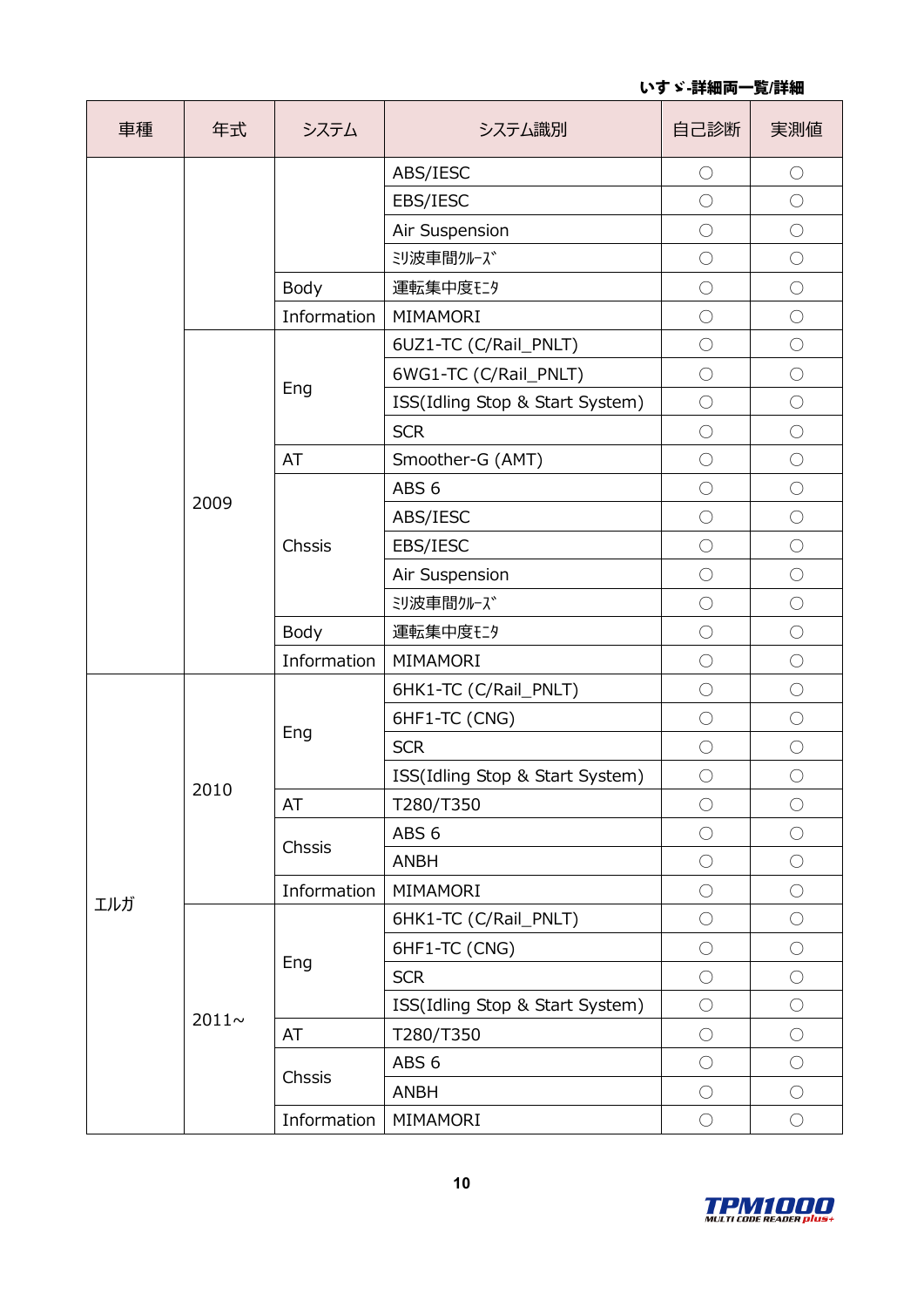いすゞ-詳細両一覧/詳細

| 車種 | 年式 | システム | システム識別 | 自己診断 | 実測値 |
|---|---|---|---|---|---|
| | | | ABS/IESC | ○ | ○ |
| | | | EBS/IESC | ○ | ○ |
| | | | Air Suspension | ○ | ○ |
| | | | ﾐﾘ波車間ｸﾙｰｽﾞ | ○ | ○ |
| | | Body | 運転集中度ﾓﾆﾀ | ○ | ○ |
| | | Information | MIMAMORI | ○ | ○ |
| | 2009 | Eng | 6UZ1-TC (C/Rail_PNLT) | ○ | ○ |
| | | | 6WG1-TC (C/Rail_PNLT) | ○ | ○ |
| | | | ISS(Idling Stop & Start System) | ○ | ○ |
| | | | SCR | ○ | ○ |
| | | AT | Smoother-G (AMT) | ○ | ○ |
| | | Chssis | ABS 6 | ○ | ○ |
| | | | ABS/IESC | ○ | ○ |
| | | | EBS/IESC | ○ | ○ |
| | | | Air Suspension | ○ | ○ |
| | | | ﾐﾘ波車間ｸﾙｰｽﾞ | ○ | ○ |
| | | Body | 運転集中度ﾓﾆﾀ | ○ | ○ |
| | | Information | MIMAMORI | ○ | ○ |
| ｴﾙｶﾞ | 2010 | Eng | 6HK1-TC (C/Rail_PNLT) | ○ | ○ |
| | | | 6HF1-TC (CNG) | ○ | ○ |
| | | | SCR | ○ | ○ |
| | | | ISS(Idling Stop & Start System) | ○ | ○ |
| | | AT | T280/T350 | ○ | ○ |
| | | Chssis | ABS 6 | ○ | ○ |
| | | | ANBH | ○ | ○ |
| | | Information | MIMAMORI | ○ | ○ |
| | 2011~ | Eng | 6HK1-TC (C/Rail_PNLT) | ○ | ○ |
| | | | 6HF1-TC (CNG) | ○ | ○ |
| | | | SCR | ○ | ○ |
| | | | ISS(Idling Stop & Start System) | ○ | ○ |
| | | AT | T280/T350 | ○ | ○ |
| | | Chssis | ABS 6 | ○ | ○ |
| | | | ANBH | ○ | ○ |
| | | Information | MIMAMORI | ○ | ○ |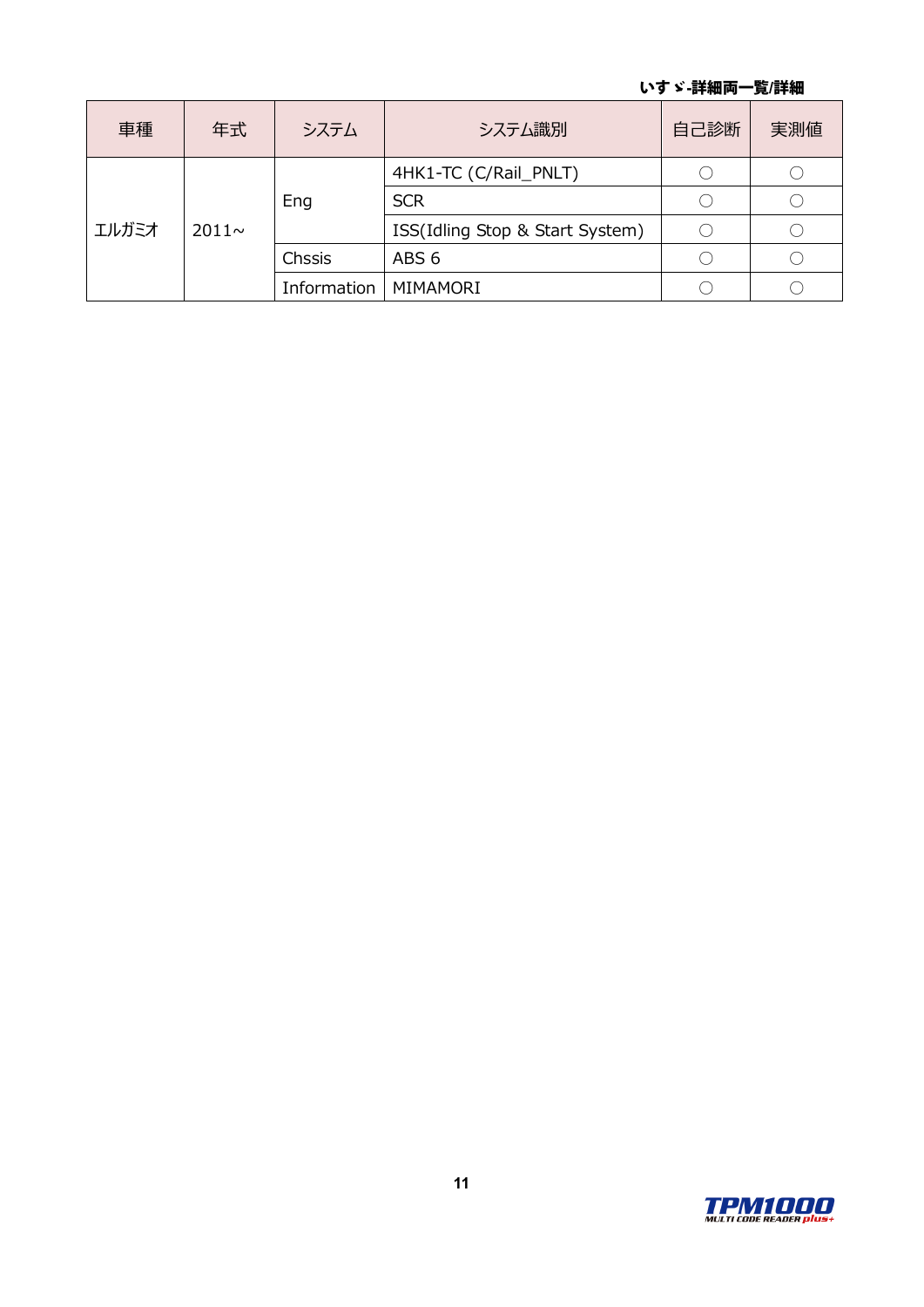いすゞ-詳細両一覧/詳細

| 車種 | 年式 | システム | システム識別 | 自己診断 | 実測値 |
|---|---|---|---|---|---|
| エルガミオ | 2011~ | Eng | 4HK1-TC (C/Rail_PNLT) | ○ | ○ |
| | | | SCR | ○ | ○ |
| | | | ISS(Idling Stop & Start System) | ○ | ○ |
| | | Chssis | ABS 6 | ○ | ○ |
| | | Information | MIMAMORI | ○ | ○ |